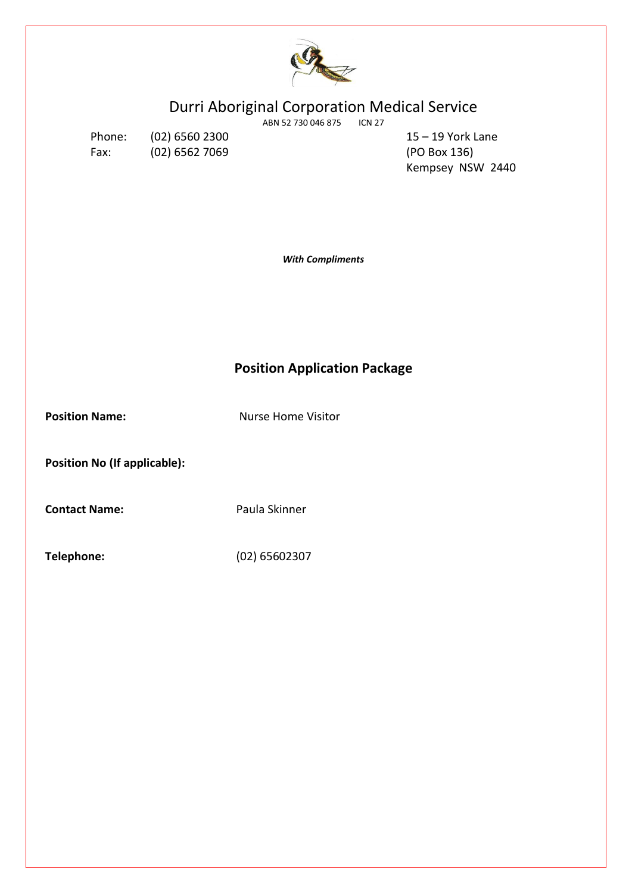# Durri Aboriginal Corporation Medical Service

ABN 52 730 046 875 ICN 27

Phone: (02) 6560 2300
Fax: (02) 6562 7069

15 – 19 York Lane
(PO Box 136)
Kempsey NSW 2440

***With Compliments***

## Position Application Package

**Position Name:** Nurse Home Visitor

**Position No (If applicable):**

**Contact Name:** Paula Skinner

**Telephone:** (02) 65602307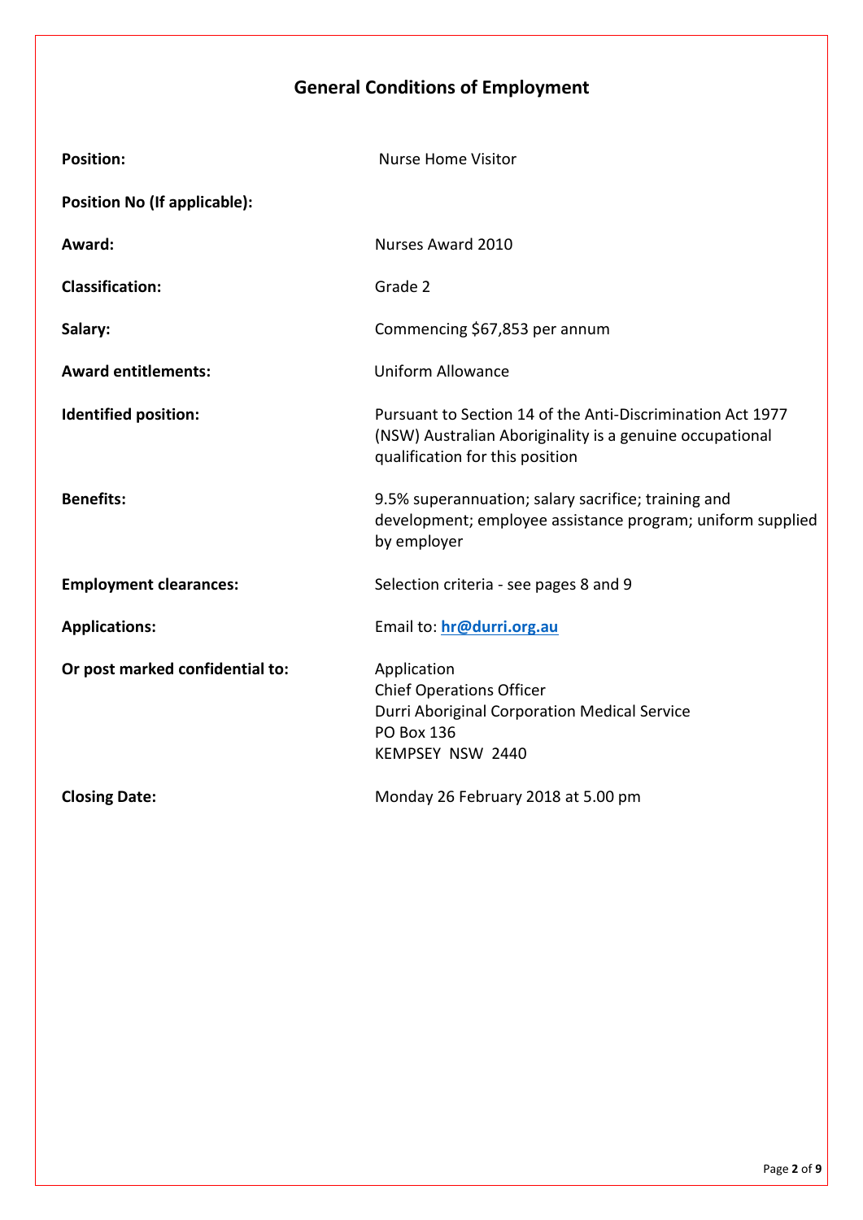# General Conditions of Employment

| | |
|---|---|
| **Position:** | Nurse Home Visitor |
| **Position No (If applicable):** | |
| **Award:** | Nurses Award 2010 |
| **Classification:** | Grade 2 |
| **Salary:** | Commencing $67,853 per annum |
| **Award entitlements:** | Uniform Allowance |
| **Identified position:** | Pursuant to Section 14 of the Anti-Discrimination Act 1977 (NSW) Australian Aboriginality is a genuine occupational qualification for this position |
| **Benefits:** | 9.5% superannuation; salary sacrifice; training and development; employee assistance program; uniform supplied by employer |
| **Employment clearances:** | Selection criteria - see pages 8 and 9 |
| **Applications:** | Email to: **hr@durri.org.au** |
| **Or post marked confidential to:** | Application<br>Chief Operations Officer<br>Durri Aboriginal Corporation Medical Service<br>PO Box 136<br>KEMPSEY NSW 2440 |
| **Closing Date:** | Monday 26 February 2018 at 5.00 pm |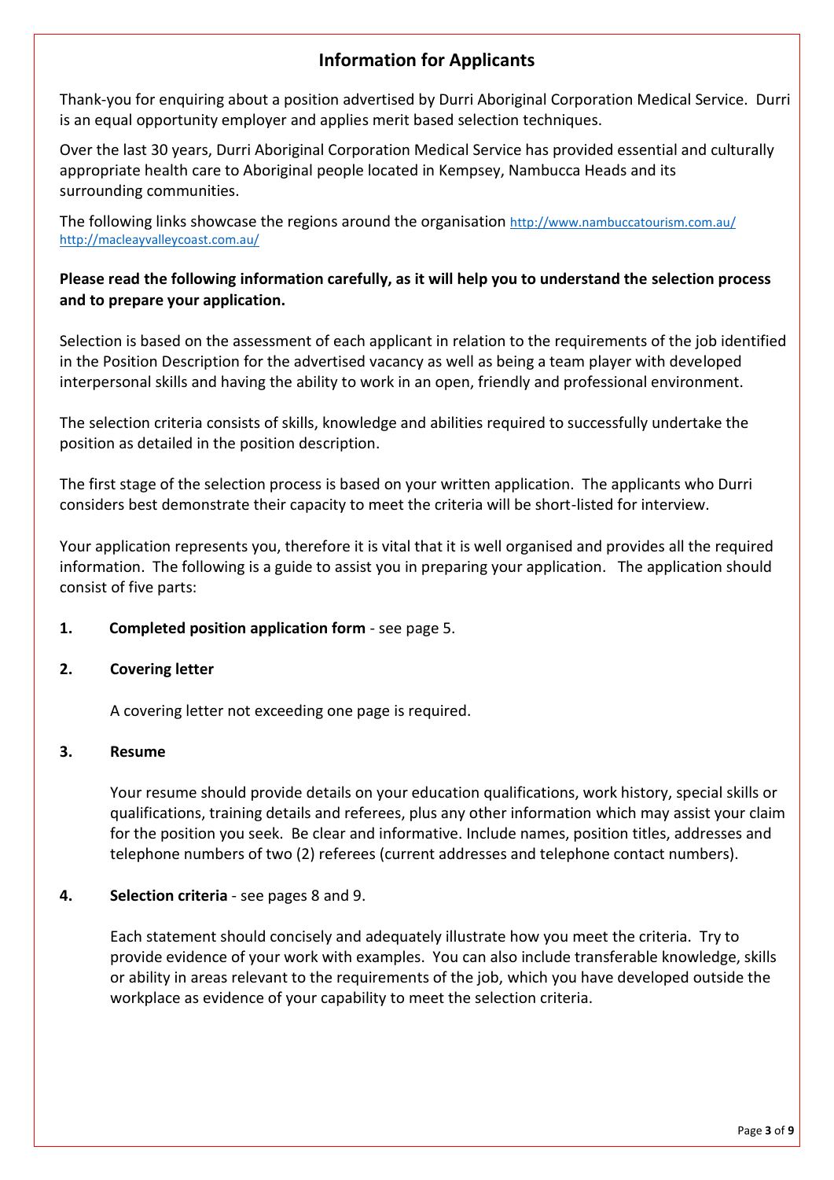# Information for Applicants

Thank-you for enquiring about a position advertised by Durri Aboriginal Corporation Medical Service. Durri is an equal opportunity employer and applies merit based selection techniques.

Over the last 30 years, Durri Aboriginal Corporation Medical Service has provided essential and culturally appropriate health care to Aboriginal people located in Kempsey, Nambucca Heads and its surrounding communities.

The following links showcase the regions around the organisation http://www.nambuccatourism.com.au/ http://macleayvalleycoast.com.au/

**Please read the following information carefully, as it will help you to understand the selection process and to prepare your application.**

Selection is based on the assessment of each applicant in relation to the requirements of the job identified in the Position Description for the advertised vacancy as well as being a team player with developed interpersonal skills and having the ability to work in an open, friendly and professional environment.

The selection criteria consists of skills, knowledge and abilities required to successfully undertake the position as detailed in the position description.

The first stage of the selection process is based on your written application. The applicants who Durri considers best demonstrate their capacity to meet the criteria will be short-listed for interview.

Your application represents you, therefore it is vital that it is well organised and provides all the required information. The following is a guide to assist you in preparing your application. The application should consist of five parts:

1. **Completed position application form** - see page 5.

2. **Covering letter**

   A covering letter not exceeding one page is required.

3. **Resume**

   Your resume should provide details on your education qualifications, work history, special skills or qualifications, training details and referees, plus any other information which may assist your claim for the position you seek. Be clear and informative. Include names, position titles, addresses and telephone numbers of two (2) referees (current addresses and telephone contact numbers).

4. **Selection criteria** - see pages 8 and 9.

   Each statement should concisely and adequately illustrate how you meet the criteria. Try to provide evidence of your work with examples. You can also include transferable knowledge, skills or ability in areas relevant to the requirements of the job, which you have developed outside the workplace as evidence of your capability to meet the selection criteria.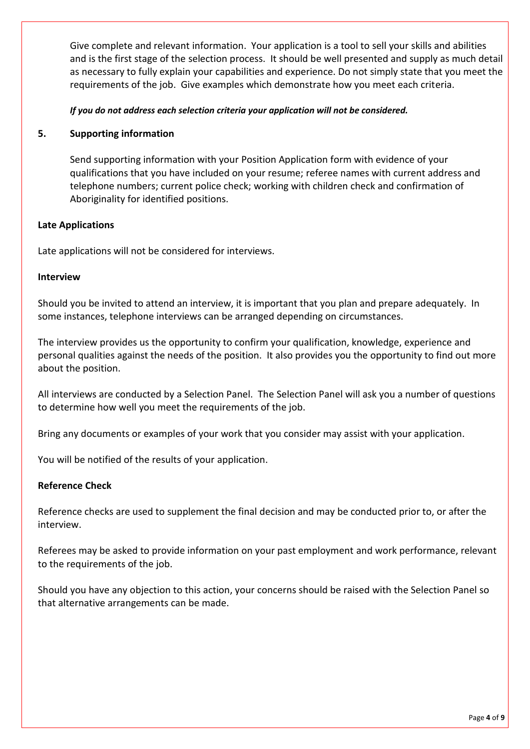Give complete and relevant information. Your application is a tool to sell your skills and abilities and is the first stage of the selection process. It should be well presented and supply as much detail as necessary to fully explain your capabilities and experience. Do not simply state that you meet the requirements of the job. Give examples which demonstrate how you meet each criteria.

***If you do not address each selection criteria your application will not be considered.***

## 5. Supporting information

Send supporting information with your Position Application form with evidence of your qualifications that you have included on your resume; referee names with current address and telephone numbers; current police check; working with children check and confirmation of Aboriginality for identified positions.

### Late Applications

Late applications will not be considered for interviews.

### Interview

Should you be invited to attend an interview, it is important that you plan and prepare adequately. In some instances, telephone interviews can be arranged depending on circumstances.

The interview provides us the opportunity to confirm your qualification, knowledge, experience and personal qualities against the needs of the position. It also provides you the opportunity to find out more about the position.

All interviews are conducted by a Selection Panel. The Selection Panel will ask you a number of questions to determine how well you meet the requirements of the job.

Bring any documents or examples of your work that you consider may assist with your application.

You will be notified of the results of your application.

### Reference Check

Reference checks are used to supplement the final decision and may be conducted prior to, or after the interview.

Referees may be asked to provide information on your past employment and work performance, relevant to the requirements of the job.

Should you have any objection to this action, your concerns should be raised with the Selection Panel so that alternative arrangements can be made.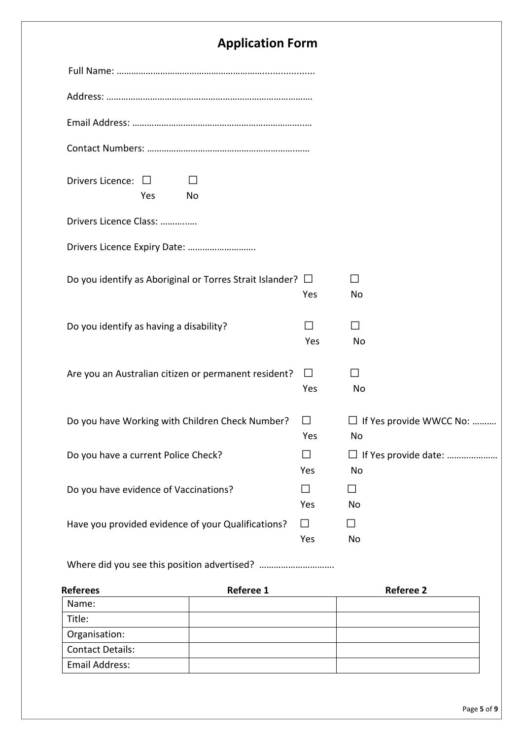# Application Form

Full Name: …………………………………………………….....................

Address: ……………………………………………………………………….

Email Address: ………………………………………………………….…

Contact Numbers: ……………………………………………………..……

Drivers Licence: ☐ Yes ☐ No

Drivers Licence Class: ………..….

Drivers Licence Expiry Date: ……………………….

Do you identify as Aboriginal or Torres Strait Islander? ☐ Yes ☐ No

Do you identify as having a disability? ☐ Yes ☐ No

Are you an Australian citizen or permanent resident? ☐ Yes ☐ No

Do you have Working with Children Check Number? ☐ Yes ☐ No If Yes provide WWCC No: ……….

Do you have a current Police Check? ☐ Yes ☐ No If Yes provide date: …………………

Do you have evidence of Vaccinations? ☐ Yes ☐ No

Have you provided evidence of your Qualifications? ☐ Yes ☐ No

Where did you see this position advertised? ………………………….

| **Referees** | **Referee 1** | **Referee 2** |
|---|---|---|
| Name: | | |
| Title: | | |
| Organisation: | | |
| Contact Details: | | |
| Email Address: | | |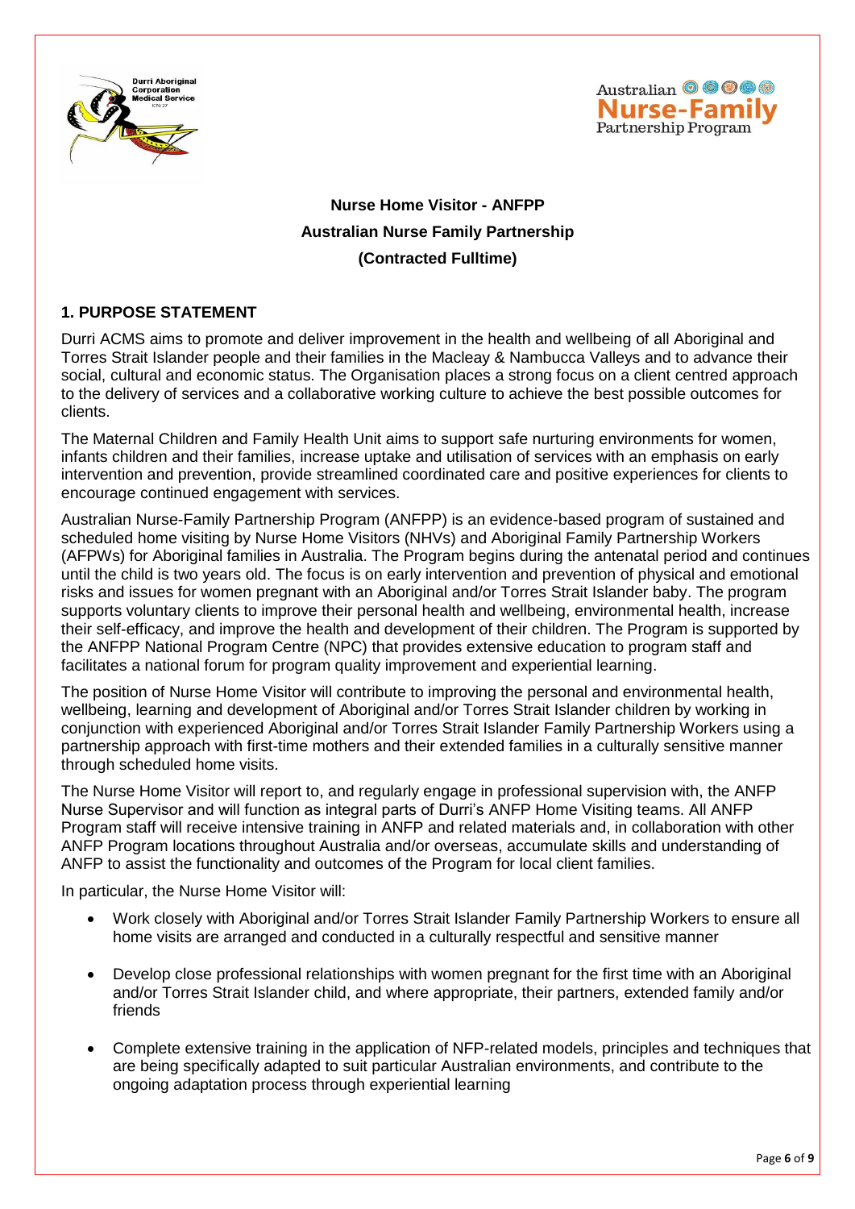**Nurse Home Visitor - ANFPP**

**Australian Nurse Family Partnership**

**(Contracted Fulltime)**

## 1. PURPOSE STATEMENT

Durri ACMS aims to promote and deliver improvement in the health and wellbeing of all Aboriginal and Torres Strait Islander people and their families in the Macleay & Nambucca Valleys and to advance their social, cultural and economic status. The Organisation places a strong focus on a client centred approach to the delivery of services and a collaborative working culture to achieve the best possible outcomes for clients.

The Maternal Children and Family Health Unit aims to support safe nurturing environments for women, infants children and their families, increase uptake and utilisation of services with an emphasis on early intervention and prevention, provide streamlined coordinated care and positive experiences for clients to encourage continued engagement with services.

Australian Nurse-Family Partnership Program (ANFPP) is an evidence-based program of sustained and scheduled home visiting by Nurse Home Visitors (NHVs) and Aboriginal Family Partnership Workers (AFPWs) for Aboriginal families in Australia. The Program begins during the antenatal period and continues until the child is two years old. The focus is on early intervention and prevention of physical and emotional risks and issues for women pregnant with an Aboriginal and/or Torres Strait Islander baby. The program supports voluntary clients to improve their personal health and wellbeing, environmental health, increase their self-efficacy, and improve the health and development of their children. The Program is supported by the ANFPP National Program Centre (NPC) that provides extensive education to program staff and facilitates a national forum for program quality improvement and experiential learning.

The position of Nurse Home Visitor will contribute to improving the personal and environmental health, wellbeing, learning and development of Aboriginal and/or Torres Strait Islander children by working in conjunction with experienced Aboriginal and/or Torres Strait Islander Family Partnership Workers using a partnership approach with first-time mothers and their extended families in a culturally sensitive manner through scheduled home visits.

The Nurse Home Visitor will report to, and regularly engage in professional supervision with, the ANFP Nurse Supervisor and will function as integral parts of Durri's ANFP Home Visiting teams. All ANFP Program staff will receive intensive training in ANFP and related materials and, in collaboration with other ANFP Program locations throughout Australia and/or overseas, accumulate skills and understanding of ANFP to assist the functionality and outcomes of the Program for local client families.

In particular, the Nurse Home Visitor will:

- Work closely with Aboriginal and/or Torres Strait Islander Family Partnership Workers to ensure all home visits are arranged and conducted in a culturally respectful and sensitive manner
- Develop close professional relationships with women pregnant for the first time with an Aboriginal and/or Torres Strait Islander child, and where appropriate, their partners, extended family and/or friends
- Complete extensive training in the application of NFP-related models, principles and techniques that are being specifically adapted to suit particular Australian environments, and contribute to the ongoing adaptation process through experiential learning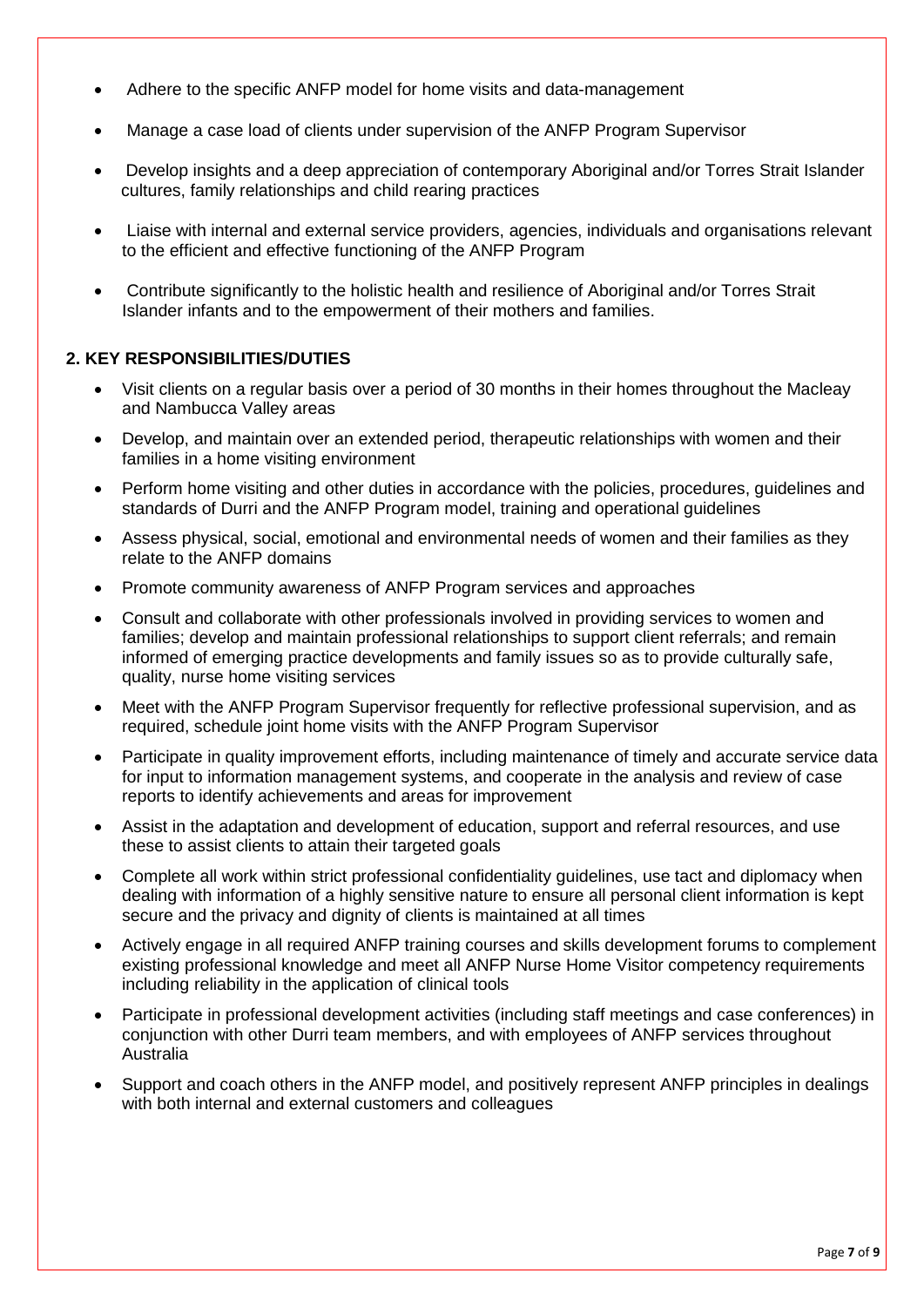- Adhere to the specific ANFP model for home visits and data-management
- Manage a case load of clients under supervision of the ANFP Program Supervisor
- Develop insights and a deep appreciation of contemporary Aboriginal and/or Torres Strait Islander cultures, family relationships and child rearing practices
- Liaise with internal and external service providers, agencies, individuals and organisations relevant to the efficient and effective functioning of the ANFP Program
- Contribute significantly to the holistic health and resilience of Aboriginal and/or Torres Strait Islander infants and to the empowerment of their mothers and families.

## 2. KEY RESPONSIBILITIES/DUTIES

- Visit clients on a regular basis over a period of 30 months in their homes throughout the Macleay and Nambucca Valley areas
- Develop, and maintain over an extended period, therapeutic relationships with women and their families in a home visiting environment
- Perform home visiting and other duties in accordance with the policies, procedures, guidelines and standards of Durri and the ANFP Program model, training and operational guidelines
- Assess physical, social, emotional and environmental needs of women and their families as they relate to the ANFP domains
- Promote community awareness of ANFP Program services and approaches
- Consult and collaborate with other professionals involved in providing services to women and families; develop and maintain professional relationships to support client referrals; and remain informed of emerging practice developments and family issues so as to provide culturally safe, quality, nurse home visiting services
- Meet with the ANFP Program Supervisor frequently for reflective professional supervision, and as required, schedule joint home visits with the ANFP Program Supervisor
- Participate in quality improvement efforts, including maintenance of timely and accurate service data for input to information management systems, and cooperate in the analysis and review of case reports to identify achievements and areas for improvement
- Assist in the adaptation and development of education, support and referral resources, and use these to assist clients to attain their targeted goals
- Complete all work within strict professional confidentiality guidelines, use tact and diplomacy when dealing with information of a highly sensitive nature to ensure all personal client information is kept secure and the privacy and dignity of clients is maintained at all times
- Actively engage in all required ANFP training courses and skills development forums to complement existing professional knowledge and meet all ANFP Nurse Home Visitor competency requirements including reliability in the application of clinical tools
- Participate in professional development activities (including staff meetings and case conferences) in conjunction with other Durri team members, and with employees of ANFP services throughout Australia
- Support and coach others in the ANFP model, and positively represent ANFP principles in dealings with both internal and external customers and colleagues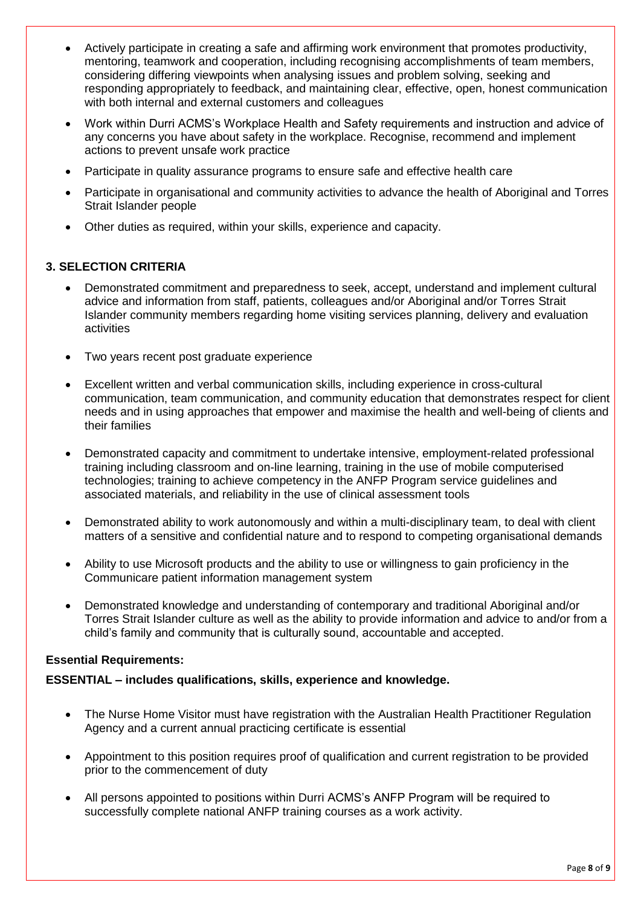- Actively participate in creating a safe and affirming work environment that promotes productivity, mentoring, teamwork and cooperation, including recognising accomplishments of team members, considering differing viewpoints when analysing issues and problem solving, seeking and responding appropriately to feedback, and maintaining clear, effective, open, honest communication with both internal and external customers and colleagues
- Work within Durri ACMS's Workplace Health and Safety requirements and instruction and advice of any concerns you have about safety in the workplace. Recognise, recommend and implement actions to prevent unsafe work practice
- Participate in quality assurance programs to ensure safe and effective health care
- Participate in organisational and community activities to advance the health of Aboriginal and Torres Strait Islander people
- Other duties as required, within your skills, experience and capacity.

### 3. SELECTION CRITERIA

- Demonstrated commitment and preparedness to seek, accept, understand and implement cultural advice and information from staff, patients, colleagues and/or Aboriginal and/or Torres Strait Islander community members regarding home visiting services planning, delivery and evaluation activities
- Two years recent post graduate experience
- Excellent written and verbal communication skills, including experience in cross-cultural communication, team communication, and community education that demonstrates respect for client needs and in using approaches that empower and maximise the health and well-being of clients and their families
- Demonstrated capacity and commitment to undertake intensive, employment-related professional training including classroom and on-line learning, training in the use of mobile computerised technologies; training to achieve competency in the ANFP Program service guidelines and associated materials, and reliability in the use of clinical assessment tools
- Demonstrated ability to work autonomously and within a multi-disciplinary team, to deal with client matters of a sensitive and confidential nature and to respond to competing organisational demands
- Ability to use Microsoft products and the ability to use or willingness to gain proficiency in the Communicare patient information management system
- Demonstrated knowledge and understanding of contemporary and traditional Aboriginal and/or Torres Strait Islander culture as well as the ability to provide information and advice to and/or from a child's family and community that is culturally sound, accountable and accepted.

**Essential Requirements:**

**ESSENTIAL – includes qualifications, skills, experience and knowledge.**

- The Nurse Home Visitor must have registration with the Australian Health Practitioner Regulation Agency and a current annual practicing certificate is essential
- Appointment to this position requires proof of qualification and current registration to be provided prior to the commencement of duty
- All persons appointed to positions within Durri ACMS's ANFP Program will be required to successfully complete national ANFP training courses as a work activity.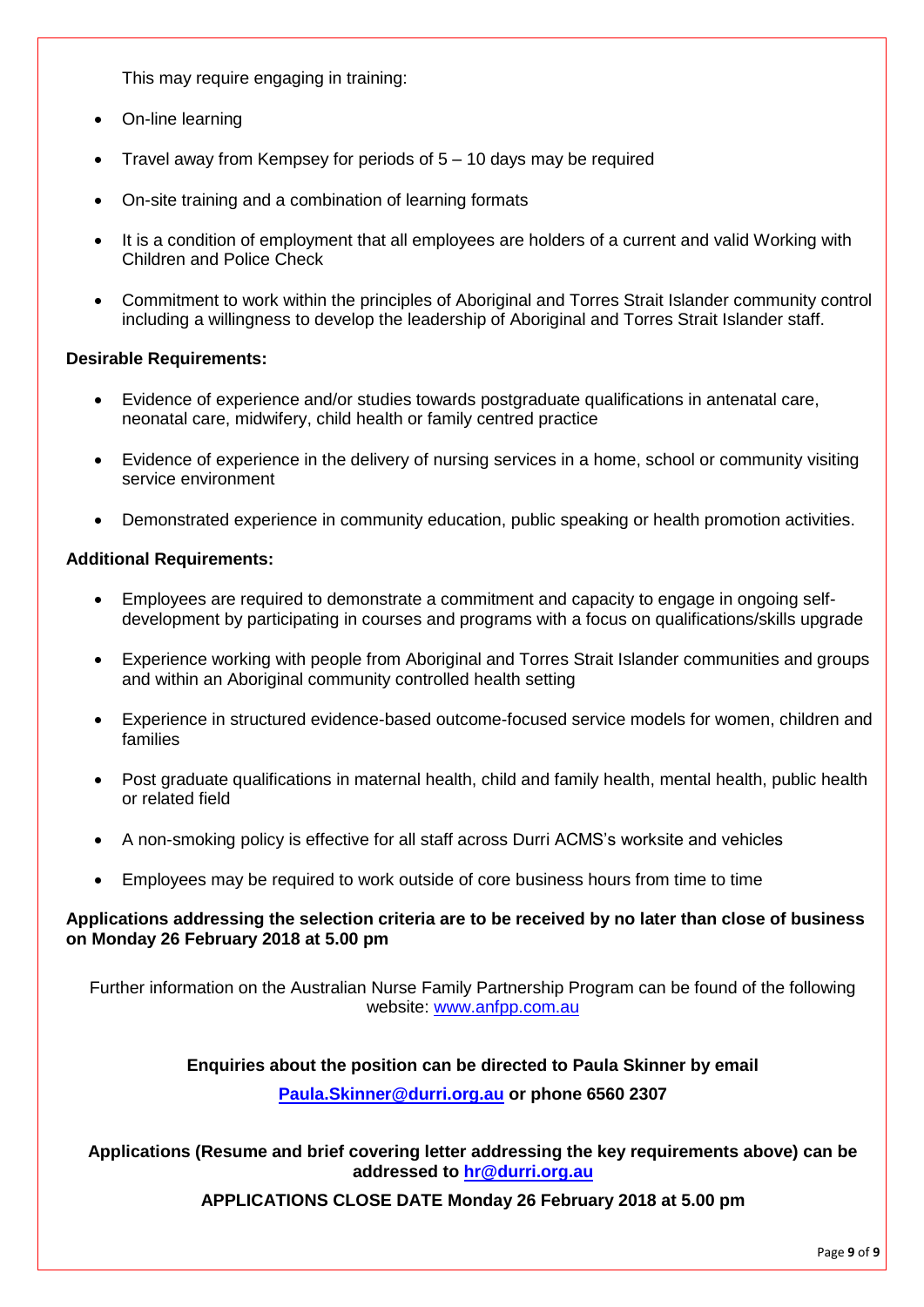This may require engaging in training:

- On-line learning
- Travel away from Kempsey for periods of 5 – 10 days may be required
- On-site training and a combination of learning formats
- It is a condition of employment that all employees are holders of a current and valid Working with Children and Police Check
- Commitment to work within the principles of Aboriginal and Torres Strait Islander community control including a willingness to develop the leadership of Aboriginal and Torres Strait Islander staff.

**Desirable Requirements:**

- Evidence of experience and/or studies towards postgraduate qualifications in antenatal care, neonatal care, midwifery, child health or family centred practice
- Evidence of experience in the delivery of nursing services in a home, school or community visiting service environment
- Demonstrated experience in community education, public speaking or health promotion activities.

**Additional Requirements:**

- Employees are required to demonstrate a commitment and capacity to engage in ongoing self-development by participating in courses and programs with a focus on qualifications/skills upgrade
- Experience working with people from Aboriginal and Torres Strait Islander communities and groups and within an Aboriginal community controlled health setting
- Experience in structured evidence-based outcome-focused service models for women, children and families
- Post graduate qualifications in maternal health, child and family health, mental health, public health or related field
- A non-smoking policy is effective for all staff across Durri ACMS's worksite and vehicles
- Employees may be required to work outside of core business hours from time to time

**Applications addressing the selection criteria are to be received by no later than close of business on Monday 26 February 2018 at 5.00 pm**

Further information on the Australian Nurse Family Partnership Program can be found of the following website: www.anfpp.com.au

**Enquiries about the position can be directed to Paula Skinner by email**

**Paula.Skinner@durri.org.au or phone 6560 2307**

**Applications (Resume and brief covering letter addressing the key requirements above) can be addressed to hr@durri.org.au**

**APPLICATIONS CLOSE DATE Monday 26 February 2018 at 5.00 pm**